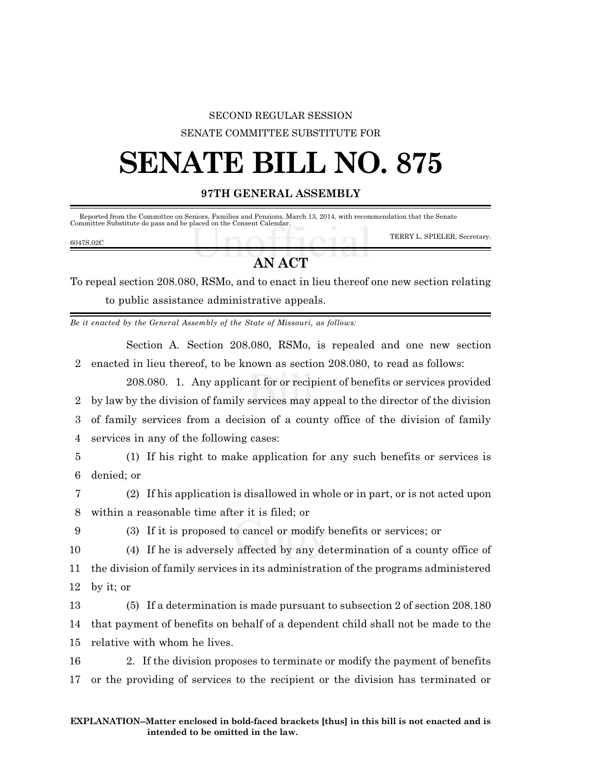SECOND REGULAR SESSION

SENATE COMMITTEE SUBSTITUTE FOR

# SENATE BILL NO. 875

**97TH GENERAL ASSEMBLY**

Reported from the Committee on Seniors, Families and Pensions, March 13, 2014, with recommendation that the Senate Committee Substitute do pass and be placed on the Consent Calendar.

TERRY L. SPIELER, Secretary.

6047S.02C

## AN ACT

To repeal section 208.080, RSMo, and to enact in lieu thereof one new section relating to public assistance administrative appeals.

*Be it enacted by the General Assembly of the State of Missouri, as follows:*

Section A. Section 208.080, RSMo, is repealed and one new section enacted in lieu thereof, to be known as section 208.080, to read as follows:

208.080. 1. Any applicant for or recipient of benefits or services provided by law by the division of family services may appeal to the director of the division of family services from a decision of a county office of the division of family services in any of the following cases:

(1) If his right to make application for any such benefits or services is denied; or

(2) If his application is disallowed in whole or in part, or is not acted upon within a reasonable time after it is filed; or

(3) If it is proposed to cancel or modify benefits or services; or

(4) If he is adversely affected by any determination of a county office of the division of family services in its administration of the programs administered by it; or

(5) If a determination is made pursuant to subsection 2 of section 208.180 that payment of benefits on behalf of a dependent child shall not be made to the relative with whom he lives.

2. If the division proposes to terminate or modify the payment of benefits or the providing of services to the recipient or the division has terminated or

**EXPLANATION–Matter enclosed in bold-faced brackets [thus] in this bill is not enacted and is intended to be omitted in the law.**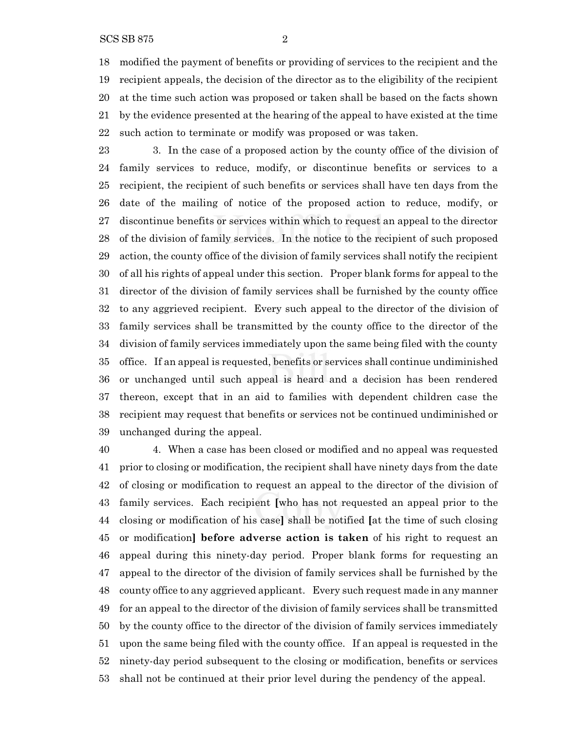modified the payment of benefits or providing of services to the recipient and the recipient appeals, the decision of the director as to the eligibility of the recipient at the time such action was proposed or taken shall be based on the facts shown by the evidence presented at the hearing of the appeal to have existed at the time such action to terminate or modify was proposed or was taken.

3. In the case of a proposed action by the county office of the division of family services to reduce, modify, or discontinue benefits or services to a recipient, the recipient of such benefits or services shall have ten days from the date of the mailing of notice of the proposed action to reduce, modify, or discontinue benefits or services within which to request an appeal to the director of the division of family services. In the notice to the recipient of such proposed action, the county office of the division of family services shall notify the recipient of all his rights of appeal under this section. Proper blank forms for appeal to the director of the division of family services shall be furnished by the county office to any aggrieved recipient. Every such appeal to the director of the division of family services shall be transmitted by the county office to the director of the division of family services immediately upon the same being filed with the county office. If an appeal is requested, benefits or services shall continue undiminished or unchanged until such appeal is heard and a decision has been rendered thereon, except that in an aid to families with dependent children case the recipient may request that benefits or services not be continued undiminished or unchanged during the appeal.

4. When a case has been closed or modified and no appeal was requested prior to closing or modification, the recipient shall have ninety days from the date of closing or modification to request an appeal to the director of the division of family services. Each recipient **[**who has not requested an appeal prior to the closing or modification of his case**]** shall be notified **[**at the time of such closing or modification**] before adverse action is taken** of his right to request an appeal during this ninety-day period. Proper blank forms for requesting an appeal to the director of the division of family services shall be furnished by the county office to any aggrieved applicant. Every such request made in any manner for an appeal to the director of the division of family services shall be transmitted by the county office to the director of the division of family services immediately upon the same being filed with the county office. If an appeal is requested in the ninety-day period subsequent to the closing or modification, benefits or services shall not be continued at their prior level during the pendency of the appeal.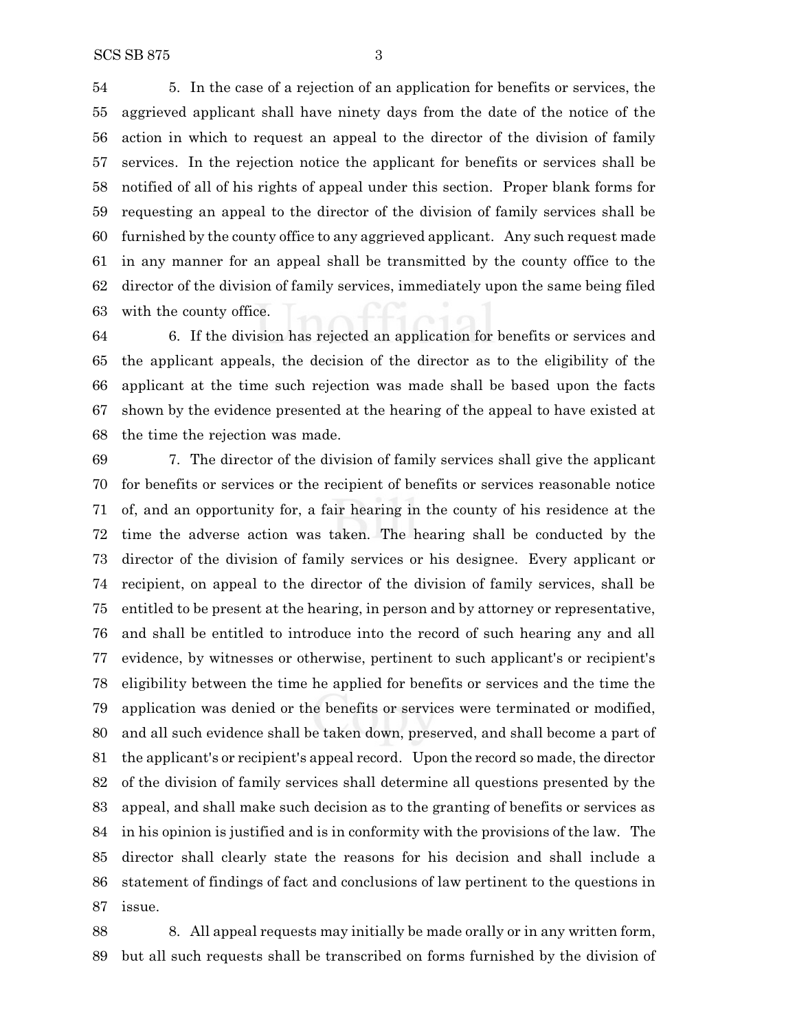5. In the case of a rejection of an application for benefits or services, the aggrieved applicant shall have ninety days from the date of the notice of the action in which to request an appeal to the director of the division of family services. In the rejection notice the applicant for benefits or services shall be notified of all of his rights of appeal under this section. Proper blank forms for requesting an appeal to the director of the division of family services shall be furnished by the county office to any aggrieved applicant. Any such request made in any manner for an appeal shall be transmitted by the county office to the director of the division of family services, immediately upon the same being filed with the county office.

6. If the division has rejected an application for benefits or services and the applicant appeals, the decision of the director as to the eligibility of the applicant at the time such rejection was made shall be based upon the facts shown by the evidence presented at the hearing of the appeal to have existed at the time the rejection was made.

7. The director of the division of family services shall give the applicant for benefits or services or the recipient of benefits or services reasonable notice of, and an opportunity for, a fair hearing in the county of his residence at the time the adverse action was taken. The hearing shall be conducted by the director of the division of family services or his designee. Every applicant or recipient, on appeal to the director of the division of family services, shall be entitled to be present at the hearing, in person and by attorney or representative, and shall be entitled to introduce into the record of such hearing any and all evidence, by witnesses or otherwise, pertinent to such applicant's or recipient's eligibility between the time he applied for benefits or services and the time the application was denied or the benefits or services were terminated or modified, and all such evidence shall be taken down, preserved, and shall become a part of the applicant's or recipient's appeal record. Upon the record so made, the director of the division of family services shall determine all questions presented by the appeal, and shall make such decision as to the granting of benefits or services as in his opinion is justified and is in conformity with the provisions of the law. The director shall clearly state the reasons for his decision and shall include a statement of findings of fact and conclusions of law pertinent to the questions in issue.

8. All appeal requests may initially be made orally or in any written form, but all such requests shall be transcribed on forms furnished by the division of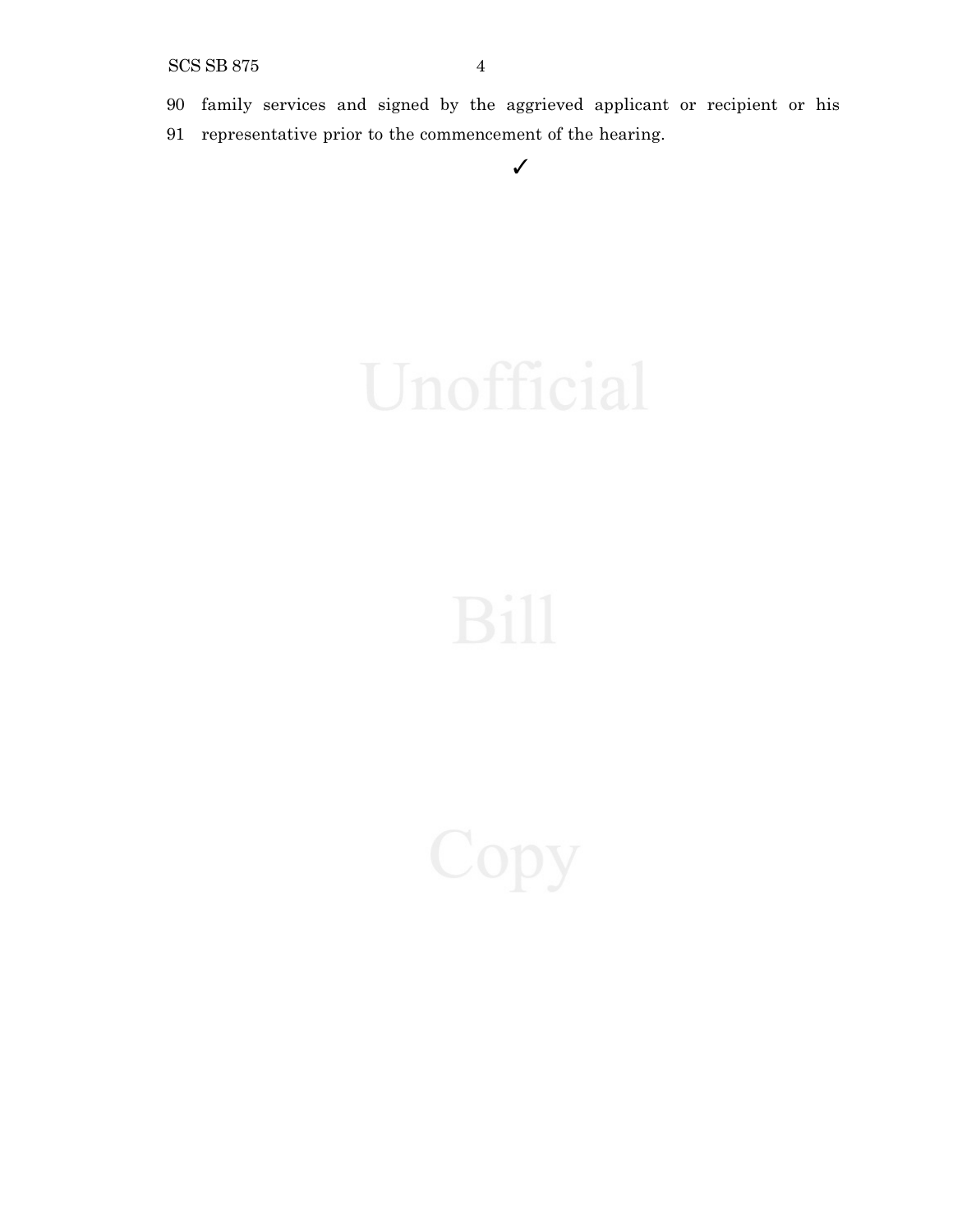90 family services and signed by the aggrieved applicant or recipient or his
91 representative prior to the commencement of the hearing.

✓